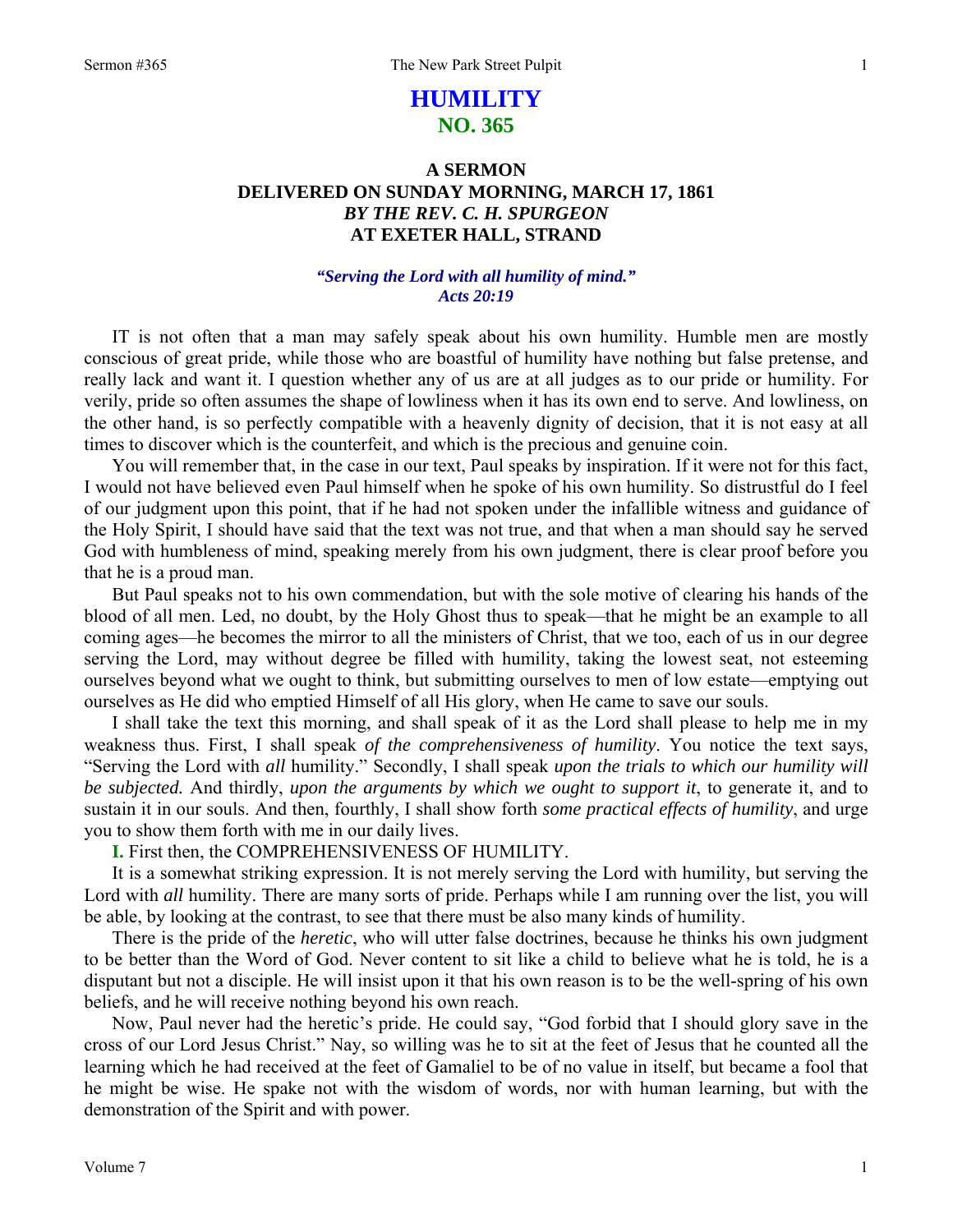# HUMILITY
## NO. 365

### A SERMON
### DELIVERED ON SUNDAY MORNING, MARCH 17, 1861
### *BY THE REV. C. H. SPURGEON*
### AT EXETER HALL, STRAND

***"Serving the Lord with all humility of mind."***
***Acts 20:19***

IT is not often that a man may safely speak about his own humility. Humble men are mostly conscious of great pride, while those who are boastful of humility have nothing but false pretense, and really lack and want it. I question whether any of us are at all judges as to our pride or humility. For verily, pride so often assumes the shape of lowliness when it has its own end to serve. And lowliness, on the other hand, is so perfectly compatible with a heavenly dignity of decision, that it is not easy at all times to discover which is the counterfeit, and which is the precious and genuine coin.

You will remember that, in the case in our text, Paul speaks by inspiration. If it were not for this fact, I would not have believed even Paul himself when he spoke of his own humility. So distrustful do I feel of our judgment upon this point, that if he had not spoken under the infallible witness and guidance of the Holy Spirit, I should have said that the text was not true, and that when a man should say he served God with humbleness of mind, speaking merely from his own judgment, there is clear proof before you that he is a proud man.

But Paul speaks not to his own commendation, but with the sole motive of clearing his hands of the blood of all men. Led, no doubt, by the Holy Ghost thus to speak—that he might be an example to all coming ages—he becomes the mirror to all the ministers of Christ, that we too, each of us in our degree serving the Lord, may without degree be filled with humility, taking the lowest seat, not esteeming ourselves beyond what we ought to think, but submitting ourselves to men of low estate—emptying out ourselves as He did who emptied Himself of all His glory, when He came to save our souls.

I shall take the text this morning, and shall speak of it as the Lord shall please to help me in my weakness thus. First, I shall speak *of the comprehensiveness of humility*. You notice the text says, "Serving the Lord with *all* humility." Secondly, I shall speak *upon the trials to which our humility will be subjected.* And thirdly, *upon the arguments by which we ought to support it*, to generate it, and to sustain it in our souls. And then, fourthly, I shall show forth *some practical effects of humility*, and urge you to show them forth with me in our daily lives.

**I.** First then, the COMPREHENSIVENESS OF HUMILITY.

It is a somewhat striking expression. It is not merely serving the Lord with humility, but serving the Lord with *all* humility. There are many sorts of pride. Perhaps while I am running over the list, you will be able, by looking at the contrast, to see that there must be also many kinds of humility.

There is the pride of the *heretic*, who will utter false doctrines, because he thinks his own judgment to be better than the Word of God. Never content to sit like a child to believe what he is told, he is a disputant but not a disciple. He will insist upon it that his own reason is to be the well-spring of his own beliefs, and he will receive nothing beyond his own reach.

Now, Paul never had the heretic's pride. He could say, "God forbid that I should glory save in the cross of our Lord Jesus Christ." Nay, so willing was he to sit at the feet of Jesus that he counted all the learning which he had received at the feet of Gamaliel to be of no value in itself, but became a fool that he might be wise. He spake not with the wisdom of words, nor with human learning, but with the demonstration of the Spirit and with power.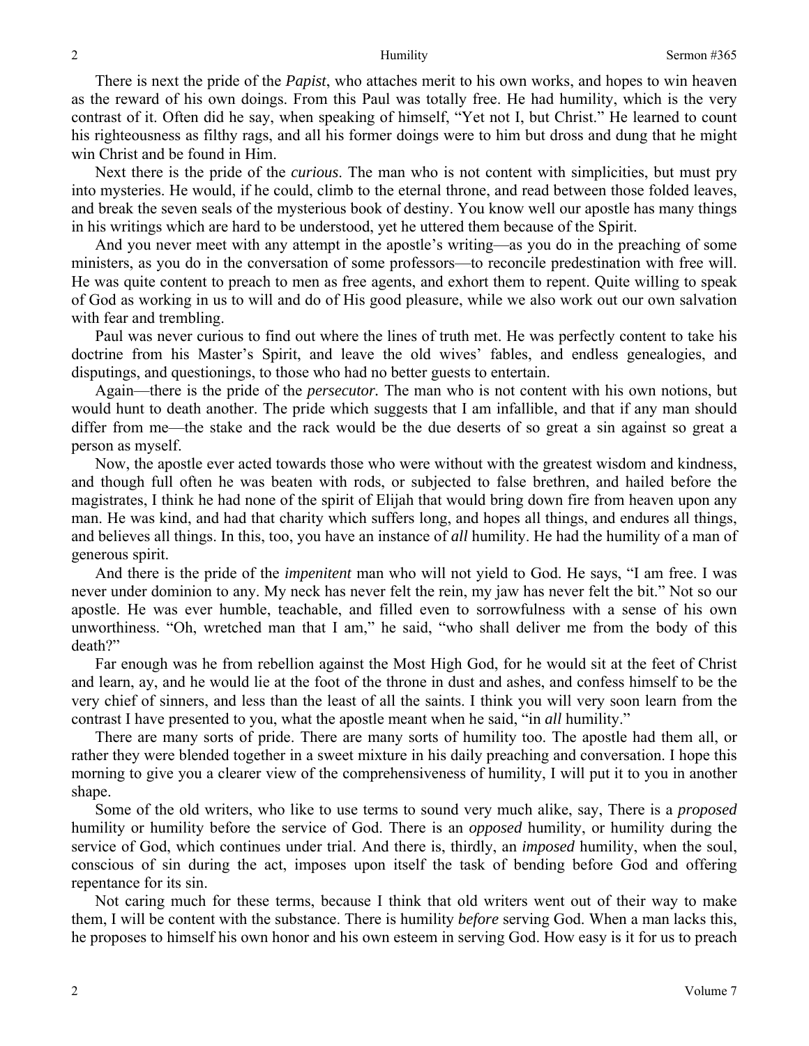There is next the pride of the *Papist*, who attaches merit to his own works, and hopes to win heaven as the reward of his own doings. From this Paul was totally free. He had humility, which is the very contrast of it. Often did he say, when speaking of himself, "Yet not I, but Christ." He learned to count his righteousness as filthy rags, and all his former doings were to him but dross and dung that he might win Christ and be found in Him.

Next there is the pride of the *curious*. The man who is not content with simplicities, but must pry into mysteries. He would, if he could, climb to the eternal throne, and read between those folded leaves, and break the seven seals of the mysterious book of destiny. You know well our apostle has many things in his writings which are hard to be understood, yet he uttered them because of the Spirit.

And you never meet with any attempt in the apostle's writing—as you do in the preaching of some ministers, as you do in the conversation of some professors—to reconcile predestination with free will. He was quite content to preach to men as free agents, and exhort them to repent. Quite willing to speak of God as working in us to will and do of His good pleasure, while we also work out our own salvation with fear and trembling.

Paul was never curious to find out where the lines of truth met. He was perfectly content to take his doctrine from his Master's Spirit, and leave the old wives' fables, and endless genealogies, and disputings, and questionings, to those who had no better guests to entertain.

Again—there is the pride of the *persecutor.* The man who is not content with his own notions, but would hunt to death another. The pride which suggests that I am infallible, and that if any man should differ from me—the stake and the rack would be the due deserts of so great a sin against so great a person as myself.

Now, the apostle ever acted towards those who were without with the greatest wisdom and kindness, and though full often he was beaten with rods, or subjected to false brethren, and hailed before the magistrates, I think he had none of the spirit of Elijah that would bring down fire from heaven upon any man. He was kind, and had that charity which suffers long, and hopes all things, and endures all things, and believes all things. In this, too, you have an instance of *all* humility. He had the humility of a man of generous spirit.

And there is the pride of the *impenitent* man who will not yield to God. He says, "I am free. I was never under dominion to any. My neck has never felt the rein, my jaw has never felt the bit." Not so our apostle. He was ever humble, teachable, and filled even to sorrowfulness with a sense of his own unworthiness. "Oh, wretched man that I am," he said, "who shall deliver me from the body of this death?"

Far enough was he from rebellion against the Most High God, for he would sit at the feet of Christ and learn, ay, and he would lie at the foot of the throne in dust and ashes, and confess himself to be the very chief of sinners, and less than the least of all the saints. I think you will very soon learn from the contrast I have presented to you, what the apostle meant when he said, "in *all* humility."

There are many sorts of pride. There are many sorts of humility too. The apostle had them all, or rather they were blended together in a sweet mixture in his daily preaching and conversation. I hope this morning to give you a clearer view of the comprehensiveness of humility, I will put it to you in another shape.

Some of the old writers, who like to use terms to sound very much alike, say, There is a *proposed* humility or humility before the service of God. There is an *opposed* humility, or humility during the service of God, which continues under trial. And there is, thirdly, an *imposed* humility, when the soul, conscious of sin during the act, imposes upon itself the task of bending before God and offering repentance for its sin.

Not caring much for these terms, because I think that old writers went out of their way to make them, I will be content with the substance. There is humility *before* serving God. When a man lacks this, he proposes to himself his own honor and his own esteem in serving God. How easy is it for us to preach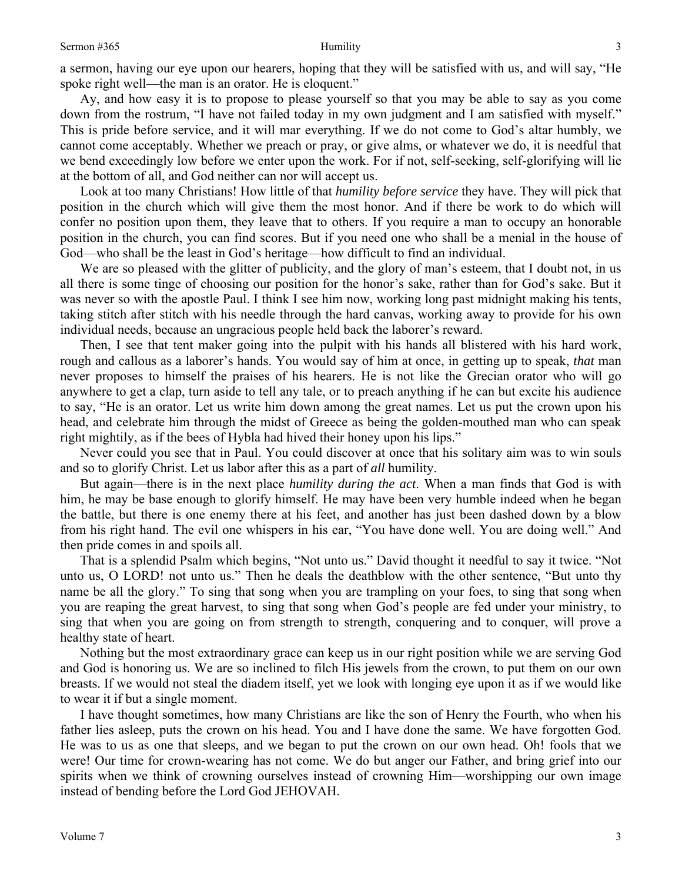a sermon, having our eye upon our hearers, hoping that they will be satisfied with us, and will say, "He spoke right well—the man is an orator. He is eloquent."

Ay, and how easy it is to propose to please yourself so that you may be able to say as you come down from the rostrum, "I have not failed today in my own judgment and I am satisfied with myself." This is pride before service, and it will mar everything. If we do not come to God's altar humbly, we cannot come acceptably. Whether we preach or pray, or give alms, or whatever we do, it is needful that we bend exceedingly low before we enter upon the work. For if not, self-seeking, self-glorifying will lie at the bottom of all, and God neither can nor will accept us.

Look at too many Christians! How little of that *humility before service* they have. They will pick that position in the church which will give them the most honor. And if there be work to do which will confer no position upon them, they leave that to others. If you require a man to occupy an honorable position in the church, you can find scores. But if you need one who shall be a menial in the house of God—who shall be the least in God's heritage—how difficult to find an individual.

We are so pleased with the glitter of publicity, and the glory of man's esteem, that I doubt not, in us all there is some tinge of choosing our position for the honor's sake, rather than for God's sake. But it was never so with the apostle Paul. I think I see him now, working long past midnight making his tents, taking stitch after stitch with his needle through the hard canvas, working away to provide for his own individual needs, because an ungracious people held back the laborer's reward.

Then, I see that tent maker going into the pulpit with his hands all blistered with his hard work, rough and callous as a laborer's hands. You would say of him at once, in getting up to speak, *that* man never proposes to himself the praises of his hearers. He is not like the Grecian orator who will go anywhere to get a clap, turn aside to tell any tale, or to preach anything if he can but excite his audience to say, "He is an orator. Let us write him down among the great names. Let us put the crown upon his head, and celebrate him through the midst of Greece as being the golden-mouthed man who can speak right mightily, as if the bees of Hybla had hived their honey upon his lips."

Never could you see that in Paul. You could discover at once that his solitary aim was to win souls and so to glorify Christ. Let us labor after this as a part of *all* humility.

But again—there is in the next place *humility during the act*. When a man finds that God is with him, he may be base enough to glorify himself. He may have been very humble indeed when he began the battle, but there is one enemy there at his feet, and another has just been dashed down by a blow from his right hand. The evil one whispers in his ear, "You have done well. You are doing well." And then pride comes in and spoils all.

That is a splendid Psalm which begins, "Not unto us." David thought it needful to say it twice. "Not unto us, O LORD! not unto us." Then he deals the deathblow with the other sentence, "But unto thy name be all the glory." To sing that song when you are trampling on your foes, to sing that song when you are reaping the great harvest, to sing that song when God's people are fed under your ministry, to sing that when you are going on from strength to strength, conquering and to conquer, will prove a healthy state of heart.

Nothing but the most extraordinary grace can keep us in our right position while we are serving God and God is honoring us. We are so inclined to filch His jewels from the crown, to put them on our own breasts. If we would not steal the diadem itself, yet we look with longing eye upon it as if we would like to wear it if but a single moment.

I have thought sometimes, how many Christians are like the son of Henry the Fourth, who when his father lies asleep, puts the crown on his head. You and I have done the same. We have forgotten God. He was to us as one that sleeps, and we began to put the crown on our own head. Oh! fools that we were! Our time for crown-wearing has not come. We do but anger our Father, and bring grief into our spirits when we think of crowning ourselves instead of crowning Him—worshipping our own image instead of bending before the Lord God JEHOVAH.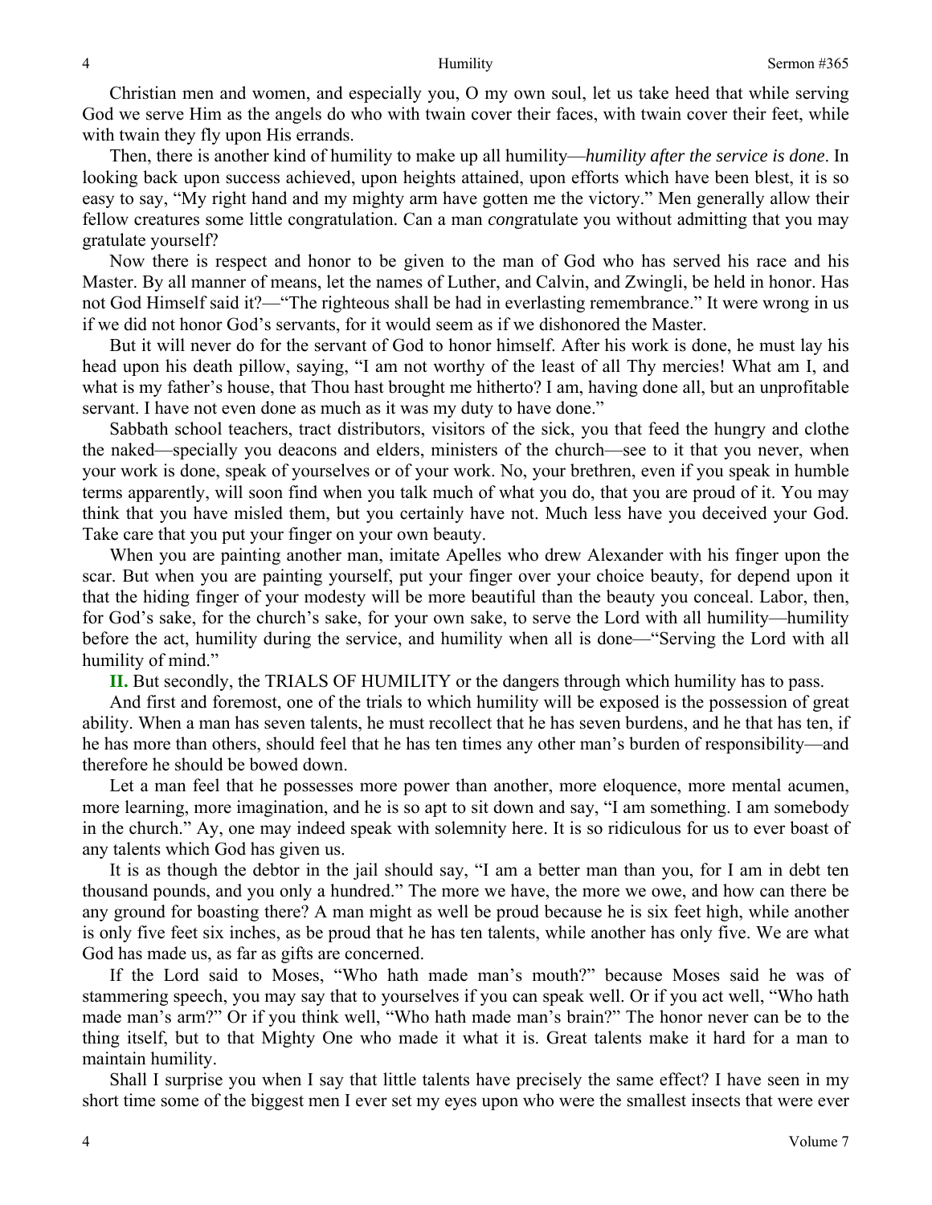Christian men and women, and especially you, O my own soul, let us take heed that while serving God we serve Him as the angels do who with twain cover their faces, with twain cover their feet, while with twain they fly upon His errands.

Then, there is another kind of humility to make up all humility—*humility after the service is done*. In looking back upon success achieved, upon heights attained, upon efforts which have been blest, it is so easy to say, "My right hand and my mighty arm have gotten me the victory." Men generally allow their fellow creatures some little congratulation. Can a man *con*gratulate you without admitting that you may gratulate yourself?

Now there is respect and honor to be given to the man of God who has served his race and his Master. By all manner of means, let the names of Luther, and Calvin, and Zwingli, be held in honor. Has not God Himself said it?—"The righteous shall be had in everlasting remembrance." It were wrong in us if we did not honor God's servants, for it would seem as if we dishonored the Master.

But it will never do for the servant of God to honor himself. After his work is done, he must lay his head upon his death pillow, saying, "I am not worthy of the least of all Thy mercies! What am I, and what is my father's house, that Thou hast brought me hitherto? I am, having done all, but an unprofitable servant. I have not even done as much as it was my duty to have done."

Sabbath school teachers, tract distributors, visitors of the sick, you that feed the hungry and clothe the naked—specially you deacons and elders, ministers of the church—see to it that you never, when your work is done, speak of yourselves or of your work. No, your brethren, even if you speak in humble terms apparently, will soon find when you talk much of what you do, that you are proud of it. You may think that you have misled them, but you certainly have not. Much less have you deceived your God. Take care that you put your finger on your own beauty.

When you are painting another man, imitate Apelles who drew Alexander with his finger upon the scar. But when you are painting yourself, put your finger over your choice beauty, for depend upon it that the hiding finger of your modesty will be more beautiful than the beauty you conceal. Labor, then, for God's sake, for the church's sake, for your own sake, to serve the Lord with all humility—humility before the act, humility during the service, and humility when all is done—"Serving the Lord with all humility of mind."

**II.** But secondly, the TRIALS OF HUMILITY or the dangers through which humility has to pass.

And first and foremost, one of the trials to which humility will be exposed is the possession of great ability. When a man has seven talents, he must recollect that he has seven burdens, and he that has ten, if he has more than others, should feel that he has ten times any other man's burden of responsibility—and therefore he should be bowed down.

Let a man feel that he possesses more power than another, more eloquence, more mental acumen, more learning, more imagination, and he is so apt to sit down and say, "I am something. I am somebody in the church." Ay, one may indeed speak with solemnity here. It is so ridiculous for us to ever boast of any talents which God has given us.

It is as though the debtor in the jail should say, "I am a better man than you, for I am in debt ten thousand pounds, and you only a hundred." The more we have, the more we owe, and how can there be any ground for boasting there? A man might as well be proud because he is six feet high, while another is only five feet six inches, as be proud that he has ten talents, while another has only five. We are what God has made us, as far as gifts are concerned.

If the Lord said to Moses, "Who hath made man's mouth?" because Moses said he was of stammering speech, you may say that to yourselves if you can speak well. Or if you act well, "Who hath made man's arm?" Or if you think well, "Who hath made man's brain?" The honor never can be to the thing itself, but to that Mighty One who made it what it is. Great talents make it hard for a man to maintain humility.

Shall I surprise you when I say that little talents have precisely the same effect? I have seen in my short time some of the biggest men I ever set my eyes upon who were the smallest insects that were ever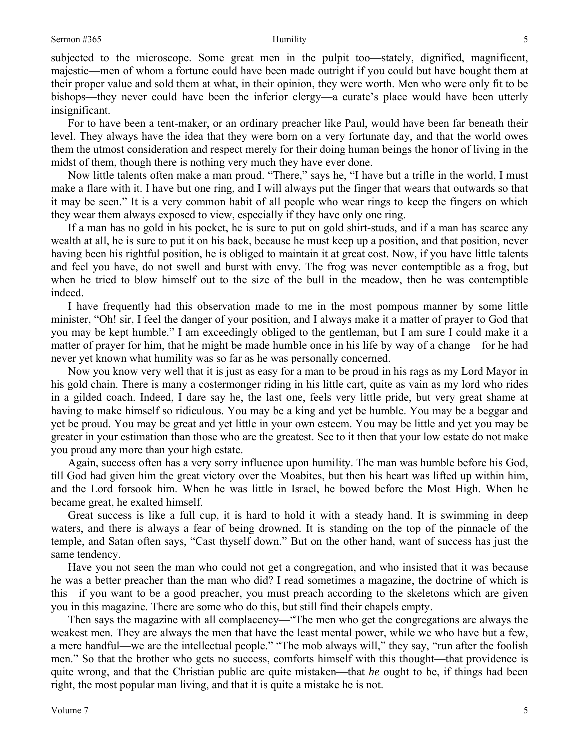subjected to the microscope. Some great men in the pulpit too—stately, dignified, magnificent, majestic—men of whom a fortune could have been made outright if you could but have bought them at their proper value and sold them at what, in their opinion, they were worth. Men who were only fit to be bishops—they never could have been the inferior clergy—a curate's place would have been utterly insignificant.

For to have been a tent-maker, or an ordinary preacher like Paul, would have been far beneath their level. They always have the idea that they were born on a very fortunate day, and that the world owes them the utmost consideration and respect merely for their doing human beings the honor of living in the midst of them, though there is nothing very much they have ever done.

Now little talents often make a man proud. "There," says he, "I have but a trifle in the world, I must make a flare with it. I have but one ring, and I will always put the finger that wears that outwards so that it may be seen." It is a very common habit of all people who wear rings to keep the fingers on which they wear them always exposed to view, especially if they have only one ring.

If a man has no gold in his pocket, he is sure to put on gold shirt-studs, and if a man has scarce any wealth at all, he is sure to put it on his back, because he must keep up a position, and that position, never having been his rightful position, he is obliged to maintain it at great cost. Now, if you have little talents and feel you have, do not swell and burst with envy. The frog was never contemptible as a frog, but when he tried to blow himself out to the size of the bull in the meadow, then he was contemptible indeed.

I have frequently had this observation made to me in the most pompous manner by some little minister, "Oh! sir, I feel the danger of your position, and I always make it a matter of prayer to God that you may be kept humble." I am exceedingly obliged to the gentleman, but I am sure I could make it a matter of prayer for him, that he might be made humble once in his life by way of a change—for he had never yet known what humility was so far as he was personally concerned.

Now you know very well that it is just as easy for a man to be proud in his rags as my Lord Mayor in his gold chain. There is many a costermonger riding in his little cart, quite as vain as my lord who rides in a gilded coach. Indeed, I dare say he, the last one, feels very little pride, but very great shame at having to make himself so ridiculous. You may be a king and yet be humble. You may be a beggar and yet be proud. You may be great and yet little in your own esteem. You may be little and yet you may be greater in your estimation than those who are the greatest. See to it then that your low estate do not make you proud any more than your high estate.

Again, success often has a very sorry influence upon humility. The man was humble before his God, till God had given him the great victory over the Moabites, but then his heart was lifted up within him, and the Lord forsook him. When he was little in Israel, he bowed before the Most High. When he became great, he exalted himself.

Great success is like a full cup, it is hard to hold it with a steady hand. It is swimming in deep waters, and there is always a fear of being drowned. It is standing on the top of the pinnacle of the temple, and Satan often says, "Cast thyself down." But on the other hand, want of success has just the same tendency.

Have you not seen the man who could not get a congregation, and who insisted that it was because he was a better preacher than the man who did? I read sometimes a magazine, the doctrine of which is this—if you want to be a good preacher, you must preach according to the skeletons which are given you in this magazine. There are some who do this, but still find their chapels empty.

Then says the magazine with all complacency—"The men who get the congregations are always the weakest men. They are always the men that have the least mental power, while we who have but a few, a mere handful—we are the intellectual people." "The mob always will," they say, "run after the foolish men." So that the brother who gets no success, comforts himself with this thought—that providence is quite wrong, and that the Christian public are quite mistaken—that *he* ought to be, if things had been right, the most popular man living, and that it is quite a mistake he is not.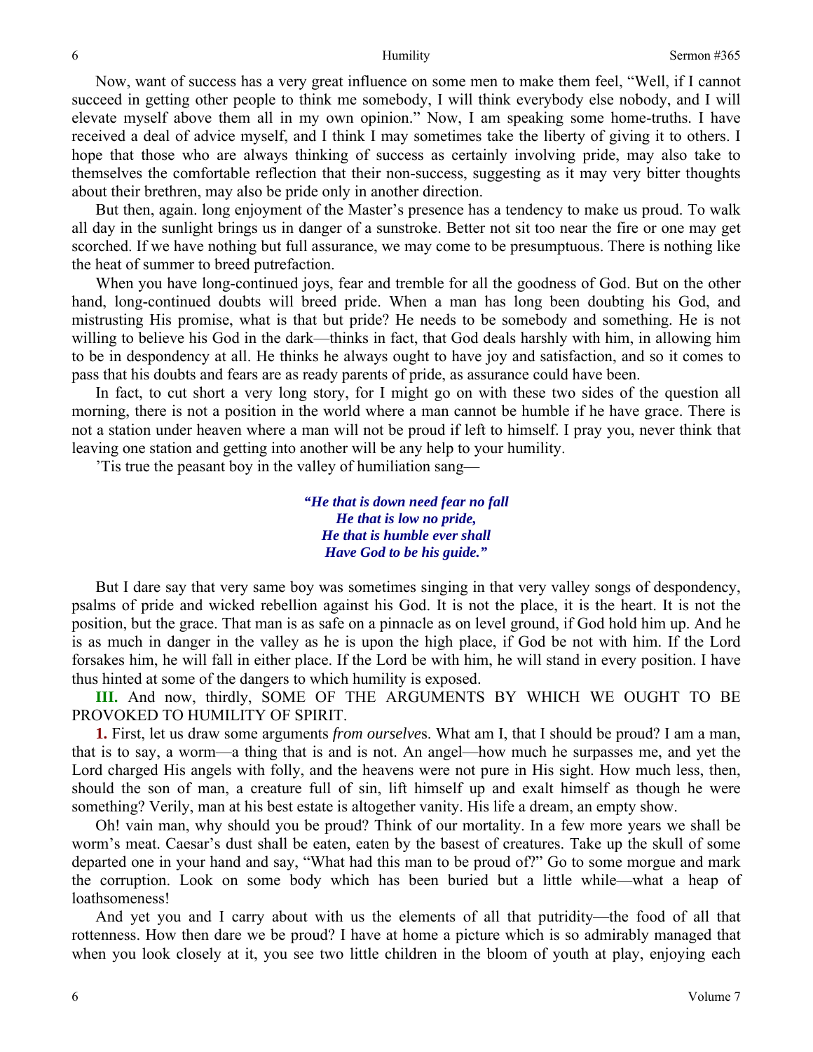Now, want of success has a very great influence on some men to make them feel, "Well, if I cannot succeed in getting other people to think me somebody, I will think everybody else nobody, and I will elevate myself above them all in my own opinion." Now, I am speaking some home-truths. I have received a deal of advice myself, and I think I may sometimes take the liberty of giving it to others. I hope that those who are always thinking of success as certainly involving pride, may also take to themselves the comfortable reflection that their non-success, suggesting as it may very bitter thoughts about their brethren, may also be pride only in another direction.

But then, again. long enjoyment of the Master's presence has a tendency to make us proud. To walk all day in the sunlight brings us in danger of a sunstroke. Better not sit too near the fire or one may get scorched. If we have nothing but full assurance, we may come to be presumptuous. There is nothing like the heat of summer to breed putrefaction.

When you have long-continued joys, fear and tremble for all the goodness of God. But on the other hand, long-continued doubts will breed pride. When a man has long been doubting his God, and mistrusting His promise, what is that but pride? He needs to be somebody and something. He is not willing to believe his God in the dark—thinks in fact, that God deals harshly with him, in allowing him to be in despondency at all. He thinks he always ought to have joy and satisfaction, and so it comes to pass that his doubts and fears are as ready parents of pride, as assurance could have been.

In fact, to cut short a very long story, for I might go on with these two sides of the question all morning, there is not a position in the world where a man cannot be humble if he have grace. There is not a station under heaven where a man will not be proud if left to himself. I pray you, never think that leaving one station and getting into another will be any help to your humility.

'Tis true the peasant boy in the valley of humiliation sang—

> ***"He that is down need fear no fall***
> ***He that is low no pride,***
> ***He that is humble ever shall***
> ***Have God to be his guide."***

But I dare say that very same boy was sometimes singing in that very valley songs of despondency, psalms of pride and wicked rebellion against his God. It is not the place, it is the heart. It is not the position, but the grace. That man is as safe on a pinnacle as on level ground, if God hold him up. And he is as much in danger in the valley as he is upon the high place, if God be not with him. If the Lord forsakes him, he will fall in either place. If the Lord be with him, he will stand in every position. I have thus hinted at some of the dangers to which humility is exposed.

**III.** And now, thirdly, SOME OF THE ARGUMENTS BY WHICH WE OUGHT TO BE PROVOKED TO HUMILITY OF SPIRIT.

**1.** First, let us draw some arguments *from ourselve*s. What am I, that I should be proud? I am a man, that is to say, a worm—a thing that is and is not. An angel—how much he surpasses me, and yet the Lord charged His angels with folly, and the heavens were not pure in His sight. How much less, then, should the son of man, a creature full of sin, lift himself up and exalt himself as though he were something? Verily, man at his best estate is altogether vanity. His life a dream, an empty show.

Oh! vain man, why should you be proud? Think of our mortality. In a few more years we shall be worm's meat. Caesar's dust shall be eaten, eaten by the basest of creatures. Take up the skull of some departed one in your hand and say, "What had this man to be proud of?" Go to some morgue and mark the corruption. Look on some body which has been buried but a little while—what a heap of loathsomeness!

And yet you and I carry about with us the elements of all that putridity—the food of all that rottenness. How then dare we be proud? I have at home a picture which is so admirably managed that when you look closely at it, you see two little children in the bloom of youth at play, enjoying each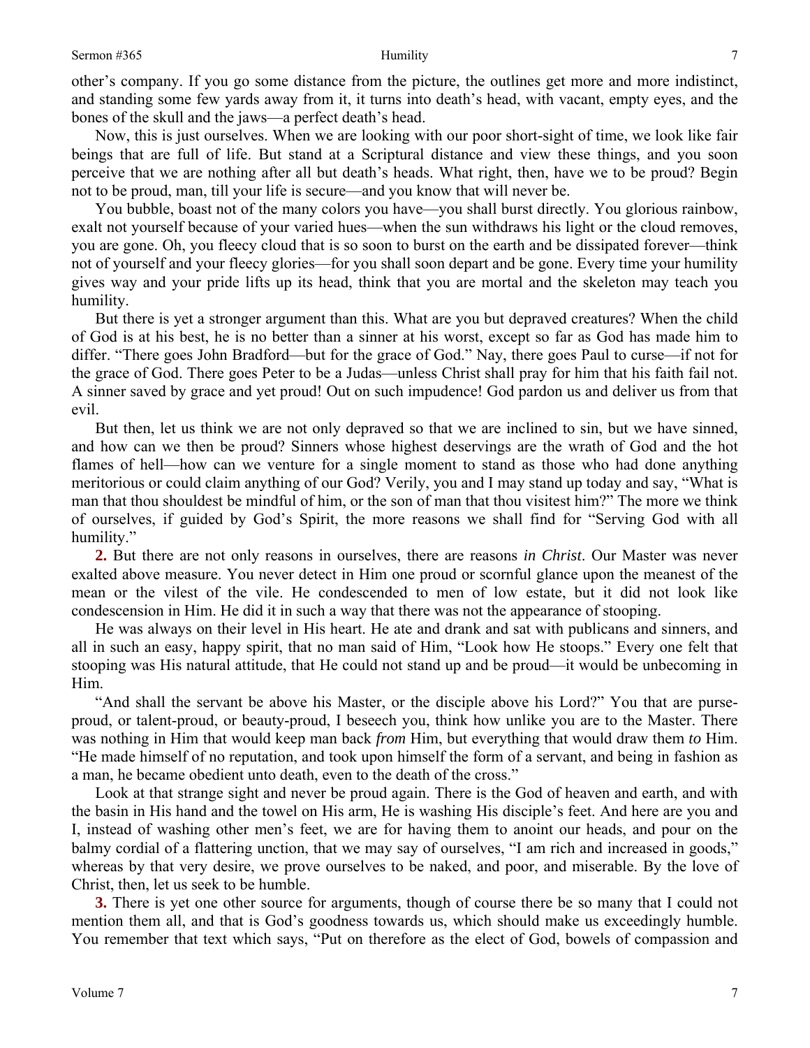other's company. If you go some distance from the picture, the outlines get more and more indistinct, and standing some few yards away from it, it turns into death's head, with vacant, empty eyes, and the bones of the skull and the jaws—a perfect death's head.

Now, this is just ourselves. When we are looking with our poor short-sight of time, we look like fair beings that are full of life. But stand at a Scriptural distance and view these things, and you soon perceive that we are nothing after all but death's heads. What right, then, have we to be proud? Begin not to be proud, man, till your life is secure—and you know that will never be.

You bubble, boast not of the many colors you have—you shall burst directly. You glorious rainbow, exalt not yourself because of your varied hues—when the sun withdraws his light or the cloud removes, you are gone. Oh, you fleecy cloud that is so soon to burst on the earth and be dissipated forever—think not of yourself and your fleecy glories—for you shall soon depart and be gone. Every time your humility gives way and your pride lifts up its head, think that you are mortal and the skeleton may teach you humility.

But there is yet a stronger argument than this. What are you but depraved creatures? When the child of God is at his best, he is no better than a sinner at his worst, except so far as God has made him to differ. "There goes John Bradford—but for the grace of God." Nay, there goes Paul to curse—if not for the grace of God. There goes Peter to be a Judas—unless Christ shall pray for him that his faith fail not. A sinner saved by grace and yet proud! Out on such impudence! God pardon us and deliver us from that evil.

But then, let us think we are not only depraved so that we are inclined to sin, but we have sinned, and how can we then be proud? Sinners whose highest deservings are the wrath of God and the hot flames of hell—how can we venture for a single moment to stand as those who had done anything meritorious or could claim anything of our God? Verily, you and I may stand up today and say, "What is man that thou shouldest be mindful of him, or the son of man that thou visitest him?" The more we think of ourselves, if guided by God's Spirit, the more reasons we shall find for "Serving God with all humility."

**2.** But there are not only reasons in ourselves, there are reasons *in Christ*. Our Master was never exalted above measure. You never detect in Him one proud or scornful glance upon the meanest of the mean or the vilest of the vile. He condescended to men of low estate, but it did not look like condescension in Him. He did it in such a way that there was not the appearance of stooping.

He was always on their level in His heart. He ate and drank and sat with publicans and sinners, and all in such an easy, happy spirit, that no man said of Him, "Look how He stoops." Every one felt that stooping was His natural attitude, that He could not stand up and be proud—it would be unbecoming in Him.

"And shall the servant be above his Master, or the disciple above his Lord?" You that are purse-proud, or talent-proud, or beauty-proud, I beseech you, think how unlike you are to the Master. There was nothing in Him that would keep man back *from* Him, but everything that would draw them *to* Him. "He made himself of no reputation, and took upon himself the form of a servant, and being in fashion as a man, he became obedient unto death, even to the death of the cross."

Look at that strange sight and never be proud again. There is the God of heaven and earth, and with the basin in His hand and the towel on His arm, He is washing His disciple's feet. And here are you and I, instead of washing other men's feet, we are for having them to anoint our heads, and pour on the balmy cordial of a flattering unction, that we may say of ourselves, "I am rich and increased in goods," whereas by that very desire, we prove ourselves to be naked, and poor, and miserable. By the love of Christ, then, let us seek to be humble.

**3.** There is yet one other source for arguments, though of course there be so many that I could not mention them all, and that is God's goodness towards us, which should make us exceedingly humble. You remember that text which says, "Put on therefore as the elect of God, bowels of compassion and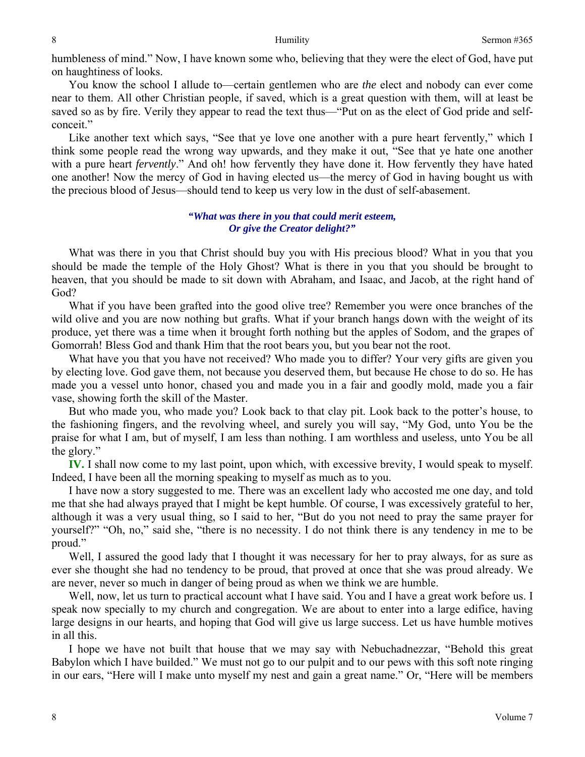humbleness of mind." Now, I have known some who, believing that they were the elect of God, have put on haughtiness of looks.

You know the school I allude to—certain gentlemen who are *the* elect and nobody can ever come near to them. All other Christian people, if saved, which is a great question with them, will at least be saved so as by fire. Verily they appear to read the text thus—"Put on as the elect of God pride and self-conceit."

Like another text which says, "See that ye love one another with a pure heart fervently," which I think some people read the wrong way upwards, and they make it out, "See that ye hate one another with a pure heart *fervently*." And oh! how fervently they have done it. How fervently they have hated one another! Now the mercy of God in having elected us—the mercy of God in having bought us with the precious blood of Jesus—should tend to keep us very low in the dust of self-abasement.

> ***"What was there in you that could merit esteem,***
> ***Or give the Creator delight?"***

What was there in you that Christ should buy you with His precious blood? What in you that you should be made the temple of the Holy Ghost? What is there in you that you should be brought to heaven, that you should be made to sit down with Abraham, and Isaac, and Jacob, at the right hand of God?

What if you have been grafted into the good olive tree? Remember you were once branches of the wild olive and you are now nothing but grafts. What if your branch hangs down with the weight of its produce, yet there was a time when it brought forth nothing but the apples of Sodom, and the grapes of Gomorrah! Bless God and thank Him that the root bears you, but you bear not the root.

What have you that you have not received? Who made you to differ? Your very gifts are given you by electing love. God gave them, not because you deserved them, but because He chose to do so. He has made you a vessel unto honor, chased you and made you in a fair and goodly mold, made you a fair vase, showing forth the skill of the Master.

But who made you, who made you? Look back to that clay pit. Look back to the potter's house, to the fashioning fingers, and the revolving wheel, and surely you will say, "My God, unto You be the praise for what I am, but of myself, I am less than nothing. I am worthless and useless, unto You be all the glory."

**IV.** I shall now come to my last point, upon which, with excessive brevity, I would speak to myself. Indeed, I have been all the morning speaking to myself as much as to you.

I have now a story suggested to me. There was an excellent lady who accosted me one day, and told me that she had always prayed that I might be kept humble. Of course, I was excessively grateful to her, although it was a very usual thing, so I said to her, "But do you not need to pray the same prayer for yourself?" "Oh, no," said she, "there is no necessity. I do not think there is any tendency in me to be proud."

Well, I assured the good lady that I thought it was necessary for her to pray always, for as sure as ever she thought she had no tendency to be proud, that proved at once that she was proud already. We are never, never so much in danger of being proud as when we think we are humble.

Well, now, let us turn to practical account what I have said. You and I have a great work before us. I speak now specially to my church and congregation. We are about to enter into a large edifice, having large designs in our hearts, and hoping that God will give us large success. Let us have humble motives in all this.

I hope we have not built that house that we may say with Nebuchadnezzar, "Behold this great Babylon which I have builded." We must not go to our pulpit and to our pews with this soft note ringing in our ears, "Here will I make unto myself my nest and gain a great name." Or, "Here will be members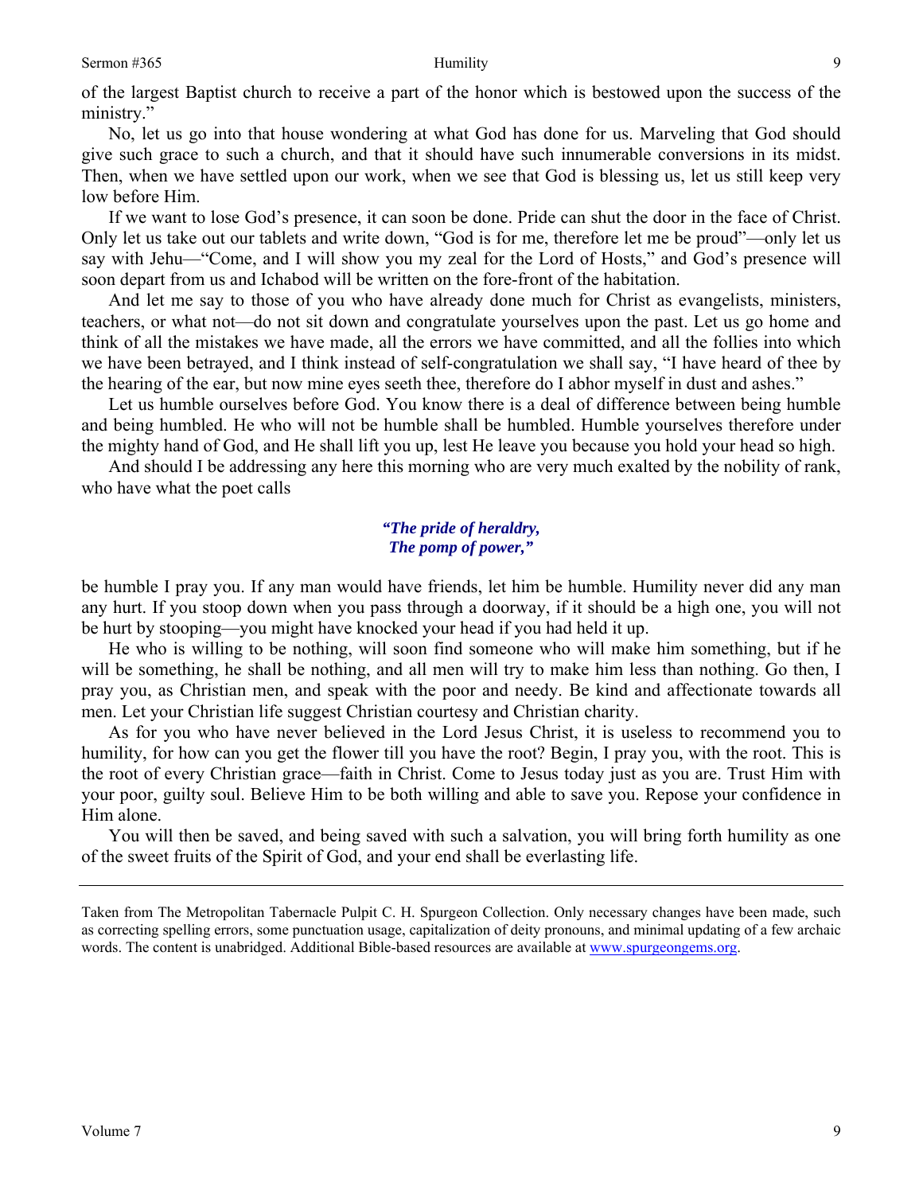of the largest Baptist church to receive a part of the honor which is bestowed upon the success of the ministry."

No, let us go into that house wondering at what God has done for us. Marveling that God should give such grace to such a church, and that it should have such innumerable conversions in its midst. Then, when we have settled upon our work, when we see that God is blessing us, let us still keep very low before Him.

If we want to lose God's presence, it can soon be done. Pride can shut the door in the face of Christ. Only let us take out our tablets and write down, "God is for me, therefore let me be proud"—only let us say with Jehu—"Come, and I will show you my zeal for the Lord of Hosts," and God's presence will soon depart from us and Ichabod will be written on the fore-front of the habitation.

And let me say to those of you who have already done much for Christ as evangelists, ministers, teachers, or what not—do not sit down and congratulate yourselves upon the past. Let us go home and think of all the mistakes we have made, all the errors we have committed, and all the follies into which we have been betrayed, and I think instead of self-congratulation we shall say, "I have heard of thee by the hearing of the ear, but now mine eyes seeth thee, therefore do I abhor myself in dust and ashes."

Let us humble ourselves before God. You know there is a deal of difference between being humble and being humbled. He who will not be humble shall be humbled. Humble yourselves therefore under the mighty hand of God, and He shall lift you up, lest He leave you because you hold your head so high.

And should I be addressing any here this morning who are very much exalted by the nobility of rank, who have what the poet calls

> ***"The pride of heraldry,***
> ***The pomp of power,"***

be humble I pray you. If any man would have friends, let him be humble. Humility never did any man any hurt. If you stoop down when you pass through a doorway, if it should be a high one, you will not be hurt by stooping—you might have knocked your head if you had held it up.

He who is willing to be nothing, will soon find someone who will make him something, but if he will be something, he shall be nothing, and all men will try to make him less than nothing. Go then, I pray you, as Christian men, and speak with the poor and needy. Be kind and affectionate towards all men. Let your Christian life suggest Christian courtesy and Christian charity.

As for you who have never believed in the Lord Jesus Christ, it is useless to recommend you to humility, for how can you get the flower till you have the root? Begin, I pray you, with the root. This is the root of every Christian grace—faith in Christ. Come to Jesus today just as you are. Trust Him with your poor, guilty soul. Believe Him to be both willing and able to save you. Repose your confidence in Him alone.

You will then be saved, and being saved with such a salvation, you will bring forth humility as one of the sweet fruits of the Spirit of God, and your end shall be everlasting life.

---

Taken from The Metropolitan Tabernacle Pulpit C. H. Spurgeon Collection. Only necessary changes have been made, such as correcting spelling errors, some punctuation usage, capitalization of deity pronouns, and minimal updating of a few archaic words. The content is unabridged. Additional Bible-based resources are available at www.spurgeongems.org.